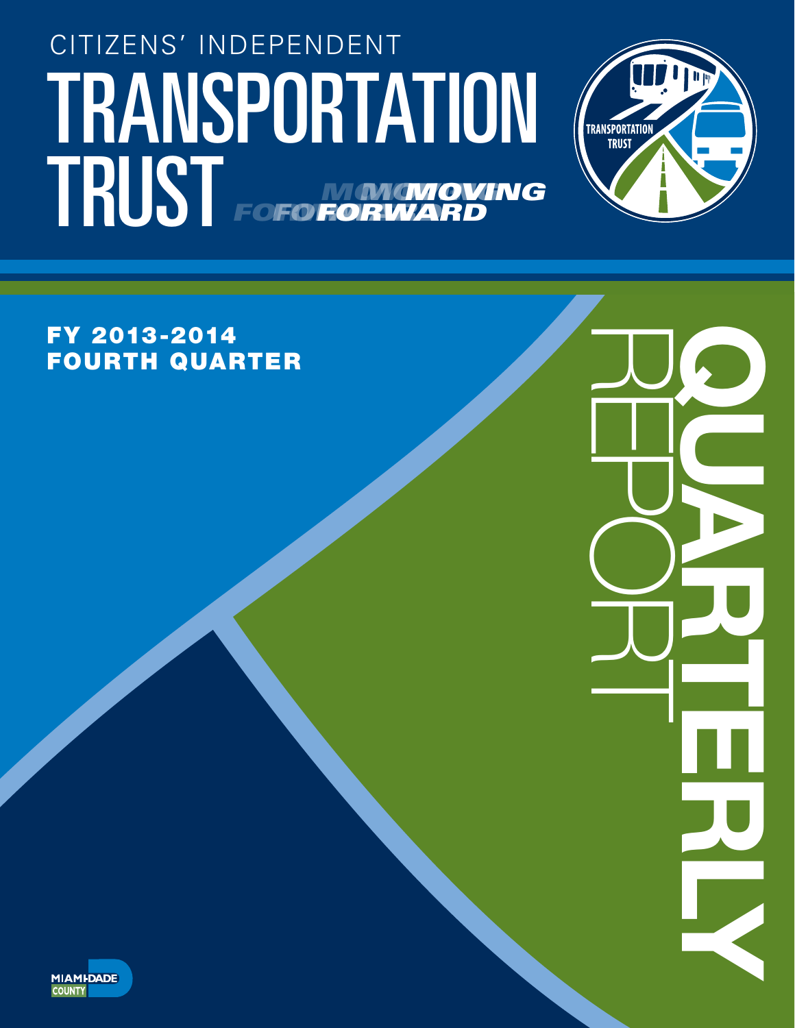# CITIZENS' INDEPENDENT TRANSPORTATION TRUST

MOVING FORWARD

## FY 2013-2014 FOURTH QUARTER

# QUARTERLY REPORT

MIAMI-DADE COUNTY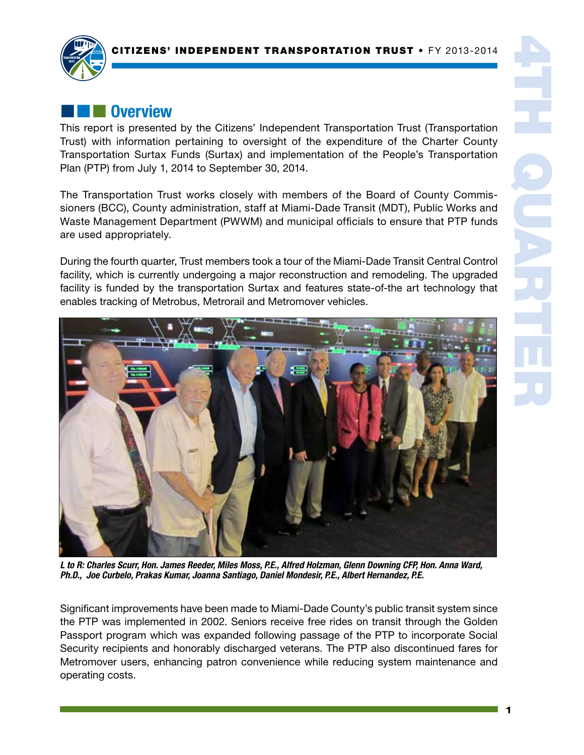## Overview

This report is presented by the Citizens' Independent Transportation Trust (Transportation Trust) with information pertaining to oversight of the expenditure of the Charter County Transportation Surtax Funds (Surtax) and implementation of the People's Transportation Plan (PTP) from July 1, 2014 to September 30, 2014.

The Transportation Trust works closely with members of the Board of County Commissioners (BCC), County administration, staff at Miami-Dade Transit (MDT), Public Works and Waste Management Department (PWWM) and municipal officials to ensure that PTP funds are used appropriately.

During the fourth quarter, Trust members took a tour of the Miami-Dade Transit Central Control facility, which is currently undergoing a major reconstruction and remodeling. The upgraded facility is funded by the transportation Surtax and features state-of-the art technology that enables tracking of Metrobus, Metrorail and Metromover vehicles.

***L to R: Charles Scurr, Hon. James Reeder, Miles Moss, P.E., Alfred Holzman, Glenn Downing CFP, Hon. Anna Ward, Ph.D., Joe Curbelo, Prakas Kumar, Joanna Santiago, Daniel Mondesir, P.E., Albert Hernandez, P.E.***

Significant improvements have been made to Miami-Dade County's public transit system since the PTP was implemented in 2002. Seniors receive free rides on transit through the Golden Passport program which was expanded following passage of the PTP to incorporate Social Security recipients and honorably discharged veterans. The PTP also discontinued fares for Metromover users, enhancing patron convenience while reducing system maintenance and operating costs.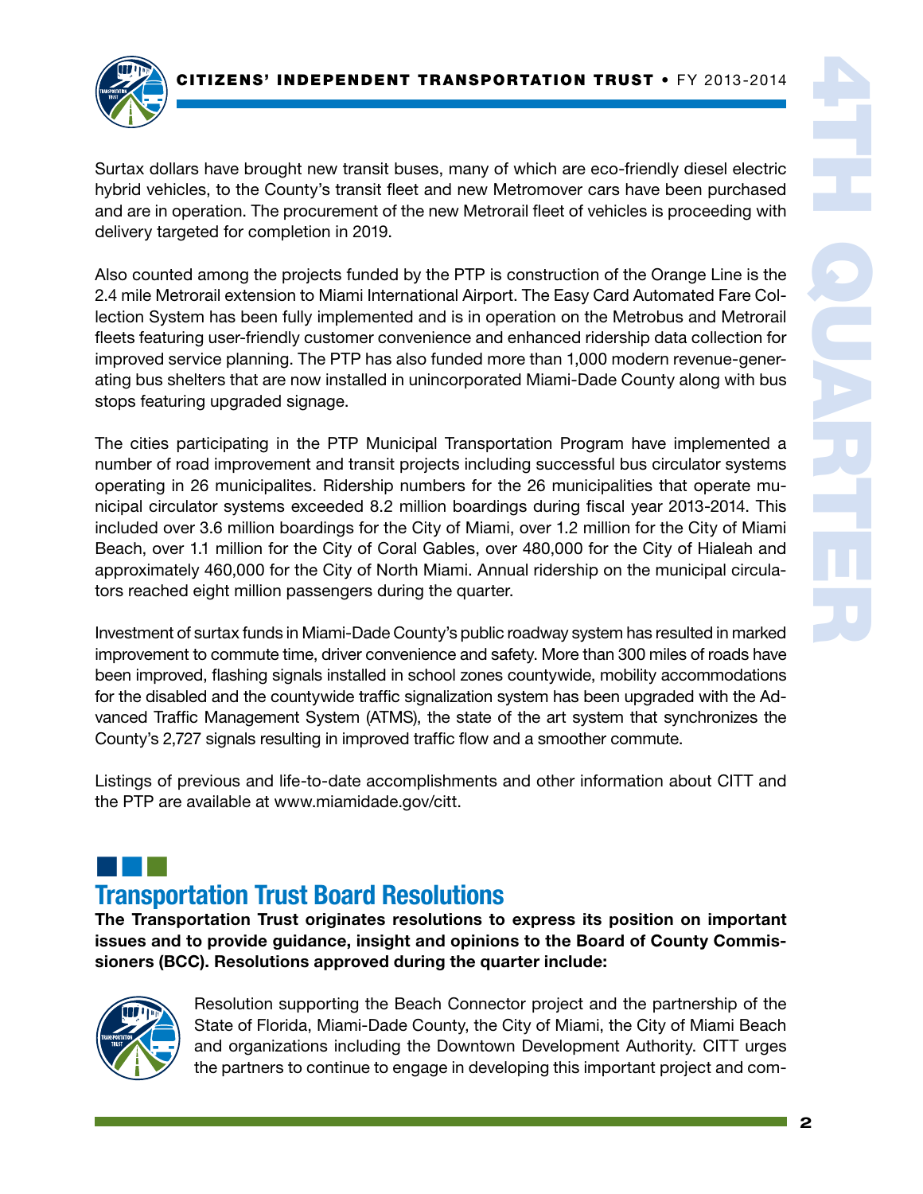Surtax dollars have brought new transit buses, many of which are eco-friendly diesel electric hybrid vehicles, to the County's transit fleet and new Metromover cars have been purchased and are in operation. The procurement of the new Metrorail fleet of vehicles is proceeding with delivery targeted for completion in 2019.

Also counted among the projects funded by the PTP is construction of the Orange Line is the 2.4 mile Metrorail extension to Miami International Airport. The Easy Card Automated Fare Collection System has been fully implemented and is in operation on the Metrobus and Metrorail fleets featuring user-friendly customer convenience and enhanced ridership data collection for improved service planning. The PTP has also funded more than 1,000 modern revenue-generating bus shelters that are now installed in unincorporated Miami-Dade County along with bus stops featuring upgraded signage.

The cities participating in the PTP Municipal Transportation Program have implemented a number of road improvement and transit projects including successful bus circulator systems operating in 26 municipalites. Ridership numbers for the 26 municipalities that operate municipal circulator systems exceeded 8.2 million boardings during fiscal year 2013-2014. This included over 3.6 million boardings for the City of Miami, over 1.2 million for the City of Miami Beach, over 1.1 million for the City of Coral Gables, over 480,000 for the City of Hialeah and approximately 460,000 for the City of North Miami. Annual ridership on the municipal circulators reached eight million passengers during the quarter.

Investment of surtax funds in Miami-Dade County's public roadway system has resulted in marked improvement to commute time, driver convenience and safety. More than 300 miles of roads have been improved, flashing signals installed in school zones countywide, mobility accommodations for the disabled and the countywide traffic signalization system has been upgraded with the Advanced Traffic Management System (ATMS), the state of the art system that synchronizes the County's 2,727 signals resulting in improved traffic flow and a smoother commute.

Listings of previous and life-to-date accomplishments and other information about CITT and the PTP are available at www.miamidade.gov/citt.

## Transportation Trust Board Resolutions

**The Transportation Trust originates resolutions to express its position on important issues and to provide guidance, insight and opinions to the Board of County Commissioners (BCC). Resolutions approved during the quarter include:**

Resolution supporting the Beach Connector project and the partnership of the State of Florida, Miami-Dade County, the City of Miami, the City of Miami Beach and organizations including the Downtown Development Authority. CITT urges the partners to continue to engage in developing this important project and com-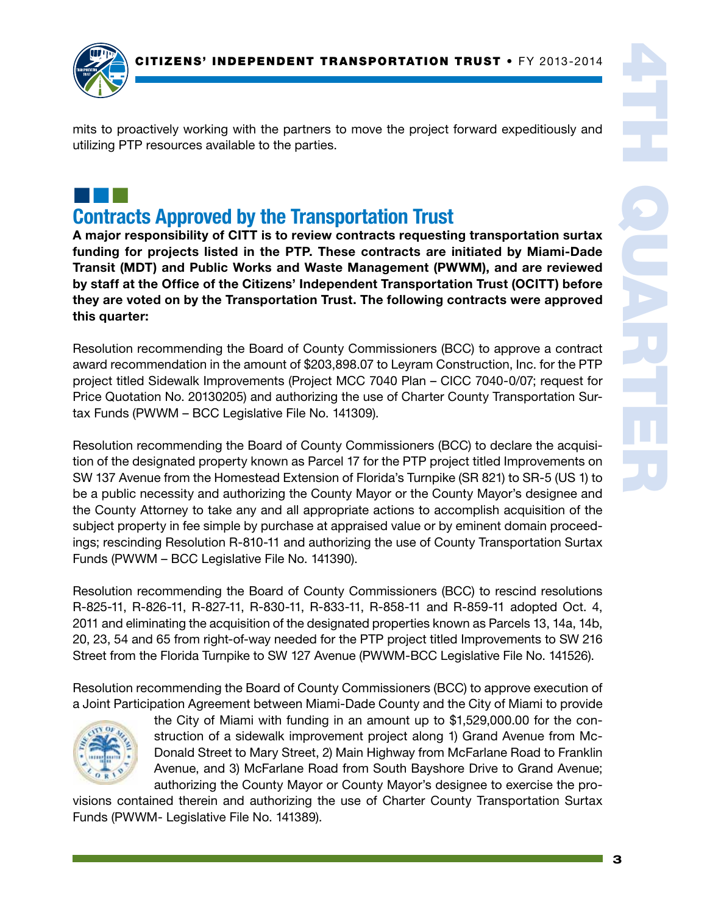mits to proactively working with the partners to move the project forward expeditiously and utilizing PTP resources available to the parties.

## Contracts Approved by the Transportation Trust

**A major responsibility of CITT is to review contracts requesting transportation surtax funding for projects listed in the PTP. These contracts are initiated by Miami-Dade Transit (MDT) and Public Works and Waste Management (PWWM), and are reviewed by staff at the Office of the Citizens' Independent Transportation Trust (OCITT) before they are voted on by the Transportation Trust. The following contracts were approved this quarter:**

Resolution recommending the Board of County Commissioners (BCC) to approve a contract award recommendation in the amount of $203,898.07 to Leyram Construction, Inc. for the PTP project titled Sidewalk Improvements (Project MCC 7040 Plan – CICC 7040-0/07; request for Price Quotation No. 20130205) and authorizing the use of Charter County Transportation Surtax Funds (PWWM – BCC Legislative File No. 141309).

Resolution recommending the Board of County Commissioners (BCC) to declare the acquisition of the designated property known as Parcel 17 for the PTP project titled Improvements on SW 137 Avenue from the Homestead Extension of Florida's Turnpike (SR 821) to SR-5 (US 1) to be a public necessity and authorizing the County Mayor or the County Mayor's designee and the County Attorney to take any and all appropriate actions to accomplish acquisition of the subject property in fee simple by purchase at appraised value or by eminent domain proceedings; rescinding Resolution R-810-11 and authorizing the use of County Transportation Surtax Funds (PWWM – BCC Legislative File No. 141390).

Resolution recommending the Board of County Commissioners (BCC) to rescind resolutions R-825-11, R-826-11, R-827-11, R-830-11, R-833-11, R-858-11 and R-859-11 adopted Oct. 4, 2011 and eliminating the acquisition of the designated properties known as Parcels 13, 14a, 14b, 20, 23, 54 and 65 from right-of-way needed for the PTP project titled Improvements to SW 216 Street from the Florida Turnpike to SW 127 Avenue (PWWM-BCC Legislative File No. 141526).

Resolution recommending the Board of County Commissioners (BCC) to approve execution of a Joint Participation Agreement between Miami-Dade County and the City of Miami to provide the City of Miami with funding in an amount up to $1,529,000.00 for the construction of a sidewalk improvement project along 1) Grand Avenue from McDonald Street to Mary Street, 2) Main Highway from McFarlane Road to Franklin Avenue, and 3) McFarlane Road from South Bayshore Drive to Grand Avenue; authorizing the County Mayor or County Mayor's designee to exercise the provisions contained therein and authorizing the use of Charter County Transportation Surtax Funds (PWWM- Legislative File No. 141389).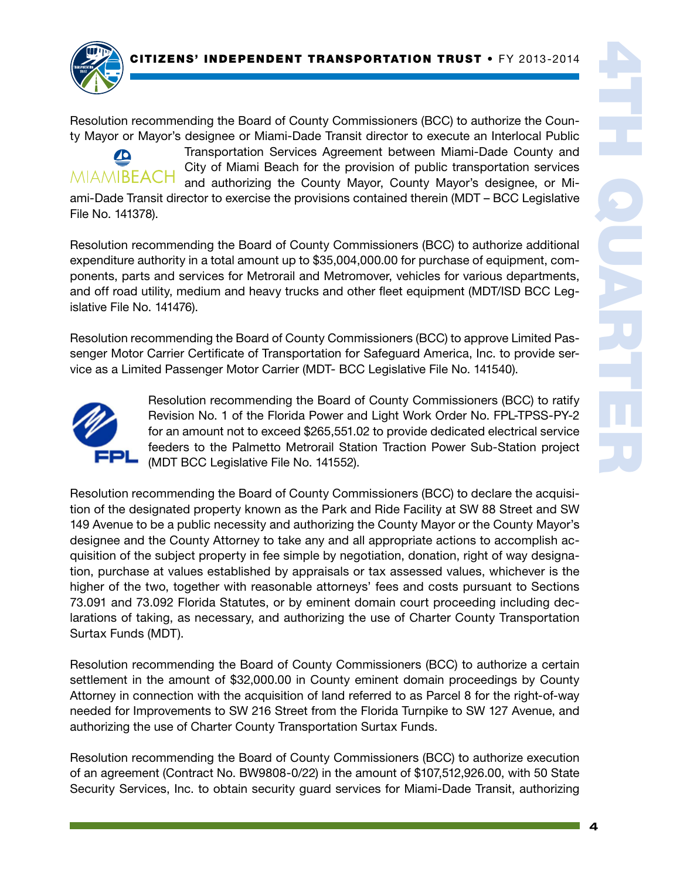Resolution recommending the Board of County Commissioners (BCC) to authorize the County Mayor or Mayor's designee or Miami-Dade Transit director to execute an Interlocal Public Transportation Services Agreement between Miami-Dade County and City of Miami Beach for the provision of public transportation services and authorizing the County Mayor, County Mayor's designee, or Miami-Dade Transit director to exercise the provisions contained therein (MDT – BCC Legislative File No. 141378).

Resolution recommending the Board of County Commissioners (BCC) to authorize additional expenditure authority in a total amount up to $35,004,000.00 for purchase of equipment, components, parts and services for Metrorail and Metromover, vehicles for various departments, and off road utility, medium and heavy trucks and other fleet equipment (MDT/ISD BCC Legislative File No. 141476).

Resolution recommending the Board of County Commissioners (BCC) to approve Limited Passenger Motor Carrier Certificate of Transportation for Safeguard America, Inc. to provide service as a Limited Passenger Motor Carrier (MDT- BCC Legislative File No. 141540).

Resolution recommending the Board of County Commissioners (BCC) to ratify Revision No. 1 of the Florida Power and Light Work Order No. FPL-TPSS-PY-2 for an amount not to exceed $265,551.02 to provide dedicated electrical service feeders to the Palmetto Metrorail Station Traction Power Sub-Station project (MDT BCC Legislative File No. 141552).

Resolution recommending the Board of County Commissioners (BCC) to declare the acquisition of the designated property known as the Park and Ride Facility at SW 88 Street and SW 149 Avenue to be a public necessity and authorizing the County Mayor or the County Mayor's designee and the County Attorney to take any and all appropriate actions to accomplish acquisition of the subject property in fee simple by negotiation, donation, right of way designation, purchase at values established by appraisals or tax assessed values, whichever is the higher of the two, together with reasonable attorneys' fees and costs pursuant to Sections 73.091 and 73.092 Florida Statutes, or by eminent domain court proceeding including declarations of taking, as necessary, and authorizing the use of Charter County Transportation Surtax Funds (MDT).

Resolution recommending the Board of County Commissioners (BCC) to authorize a certain settlement in the amount of $32,000.00 in County eminent domain proceedings by County Attorney in connection with the acquisition of land referred to as Parcel 8 for the right-of-way needed for Improvements to SW 216 Street from the Florida Turnpike to SW 127 Avenue, and authorizing the use of Charter County Transportation Surtax Funds.

Resolution recommending the Board of County Commissioners (BCC) to authorize execution of an agreement (Contract No. BW9808-0/22) in the amount of $107,512,926.00, with 50 State Security Services, Inc. to obtain security guard services for Miami-Dade Transit, authorizing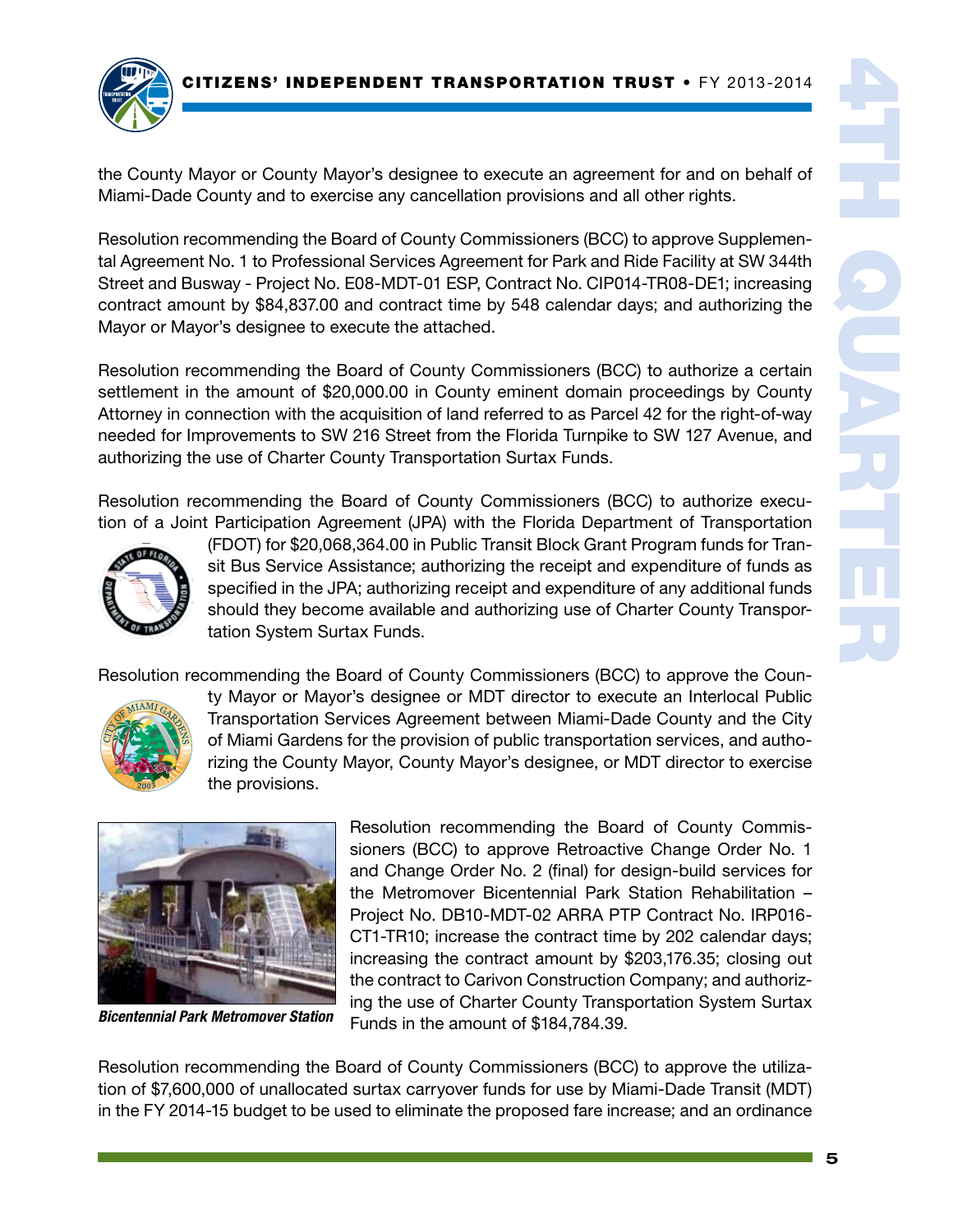the County Mayor or County Mayor's designee to execute an agreement for and on behalf of Miami-Dade County and to exercise any cancellation provisions and all other rights.

Resolution recommending the Board of County Commissioners (BCC) to approve Supplemental Agreement No. 1 to Professional Services Agreement for Park and Ride Facility at SW 344th Street and Busway - Project No. E08-MDT-01 ESP, Contract No. CIP014-TR08-DE1; increasing contract amount by $84,837.00 and contract time by 548 calendar days; and authorizing the Mayor or Mayor's designee to execute the attached.

Resolution recommending the Board of County Commissioners (BCC) to authorize a certain settlement in the amount of $20,000.00 in County eminent domain proceedings by County Attorney in connection with the acquisition of land referred to as Parcel 42 for the right-of-way needed for Improvements to SW 216 Street from the Florida Turnpike to SW 127 Avenue, and authorizing the use of Charter County Transportation Surtax Funds.

Resolution recommending the Board of County Commissioners (BCC) to authorize execution of a Joint Participation Agreement (JPA) with the Florida Department of Transportation (FDOT) for $20,068,364.00 in Public Transit Block Grant Program funds for Transit Bus Service Assistance; authorizing the receipt and expenditure of funds as specified in the JPA; authorizing receipt and expenditure of any additional funds should they become available and authorizing use of Charter County Transportation System Surtax Funds.

Resolution recommending the Board of County Commissioners (BCC) to approve the County Mayor or Mayor's designee or MDT director to execute an Interlocal Public Transportation Services Agreement between Miami-Dade County and the City of Miami Gardens for the provision of public transportation services, and authorizing the County Mayor, County Mayor's designee, or MDT director to exercise the provisions.

*Bicentennial Park Metromover Station*

Resolution recommending the Board of County Commissioners (BCC) to approve Retroactive Change Order No. 1 and Change Order No. 2 (final) for design-build services for the Metromover Bicentennial Park Station Rehabilitation – Project No. DB10-MDT-02 ARRA PTP Contract No. IRP016-CT1-TR10; increase the contract time by 202 calendar days; increasing the contract amount by $203,176.35; closing out the contract to Carivon Construction Company; and authorizing the use of Charter County Transportation System Surtax Funds in the amount of $184,784.39.

Resolution recommending the Board of County Commissioners (BCC) to approve the utilization of $7,600,000 of unallocated surtax carryover funds for use by Miami-Dade Transit (MDT) in the FY 2014-15 budget to be used to eliminate the proposed fare increase; and an ordinance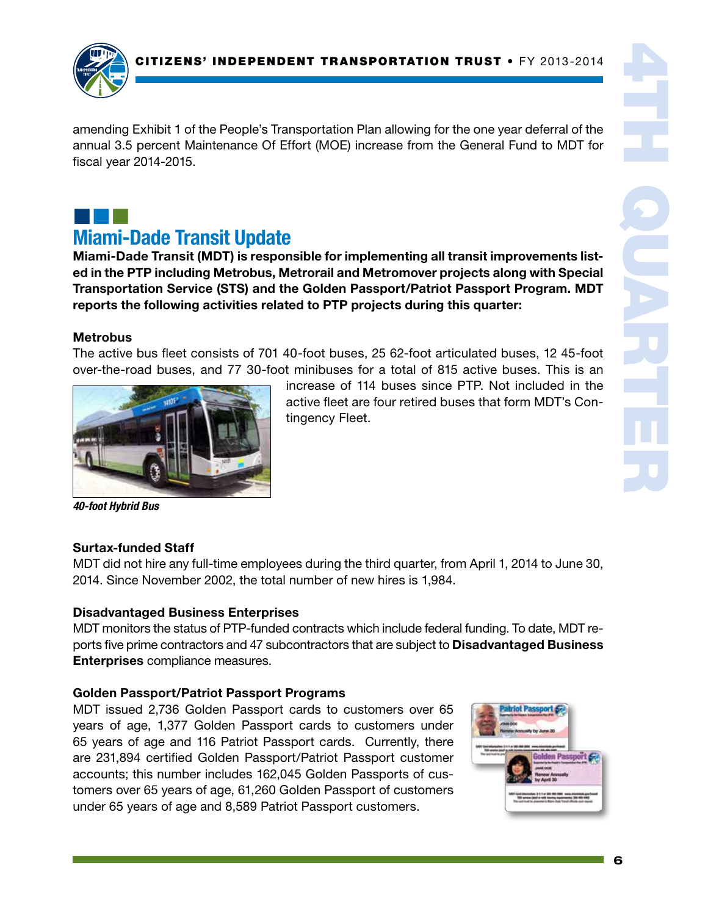amending Exhibit 1 of the People's Transportation Plan allowing for the one year deferral of the annual 3.5 percent Maintenance Of Effort (MOE) increase from the General Fund to MDT for fiscal year 2014-2015.

## Miami-Dade Transit Update

**Miami-Dade Transit (MDT) is responsible for implementing all transit improvements listed in the PTP including Metrobus, Metrorail and Metromover projects along with Special Transportation Service (STS) and the Golden Passport/Patriot Passport Program. MDT reports the following activities related to PTP projects during this quarter:**

### Metrobus

The active bus fleet consists of 701 40-foot buses, 25 62-foot articulated buses, 12 45-foot over-the-road buses, and 77 30-foot minibuses for a total of 815 active buses. This is an increase of 114 buses since PTP. Not included in the active fleet are four retired buses that form MDT's Contingency Fleet.

*40-foot Hybrid Bus*

### Surtax-funded Staff

MDT did not hire any full-time employees during the third quarter, from April 1, 2014 to June 30, 2014. Since November 2002, the total number of new hires is 1,984.

### Disadvantaged Business Enterprises

MDT monitors the status of PTP-funded contracts which include federal funding. To date, MDT reports five prime contractors and 47 subcontractors that are subject to **Disadvantaged Business Enterprises** compliance measures.

### Golden Passport/Patriot Passport Programs

MDT issued 2,736 Golden Passport cards to customers over 65 years of age, 1,377 Golden Passport cards to customers under 65 years of age and 116 Patriot Passport cards. Currently, there are 231,894 certified Golden Passport/Patriot Passport customer accounts; this number includes 162,045 Golden Passports of customers over 65 years of age, 61,260 Golden Passport of customers under 65 years of age and 8,589 Patriot Passport customers.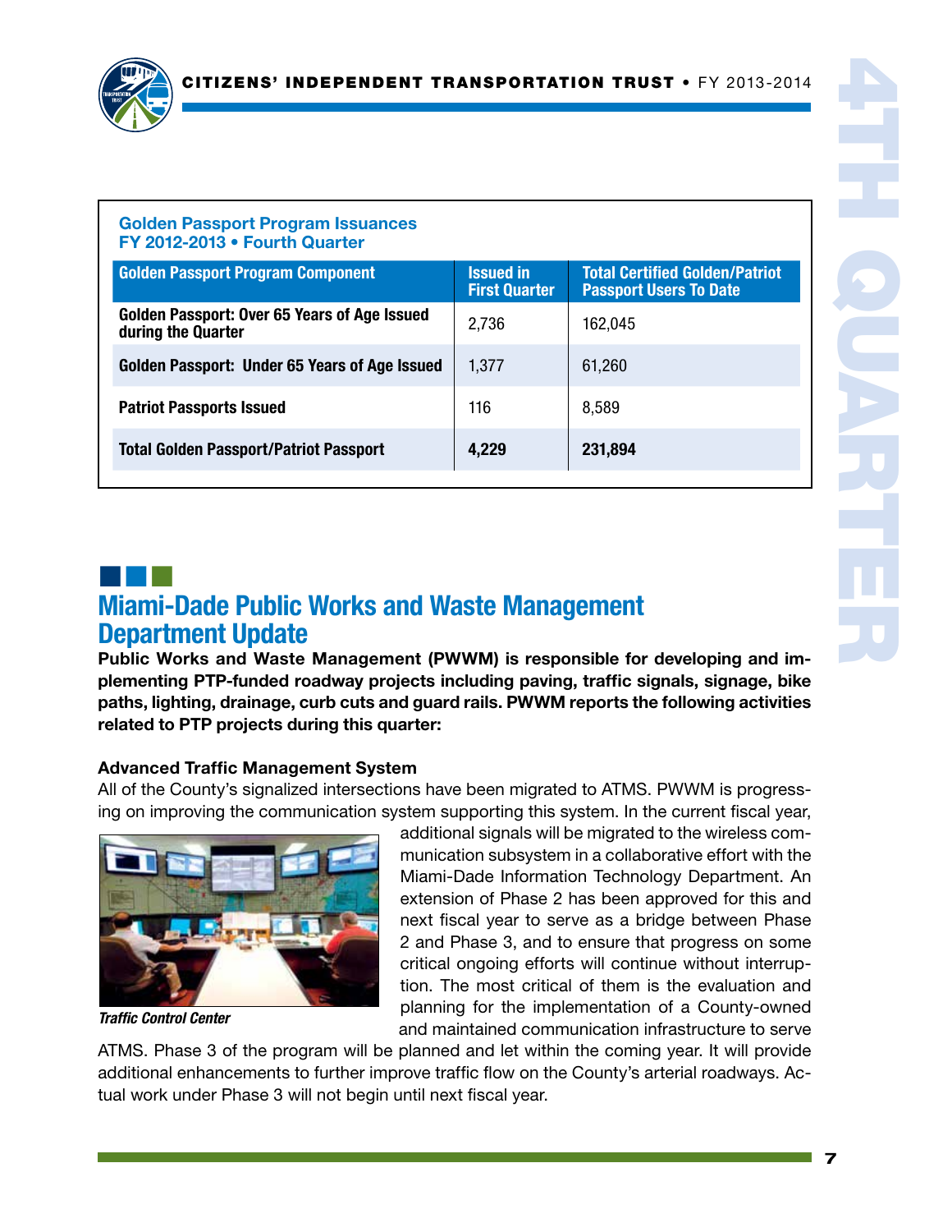**Golden Passport Program Issuances**
**FY 2012-2013 • Fourth Quarter**

| Golden Passport Program Component | Issued in First Quarter | Total Certified Golden/Patriot Passport Users To Date |
|---|---|---|
| **Golden Passport: Over 65 Years of Age Issued during the Quarter** | 2,736 | 162,045 |
| **Golden Passport: Under 65 Years of Age Issued** | 1,377 | 61,260 |
| **Patriot Passports Issued** | 116 | 8,589 |
| **Total Golden Passport/Patriot Passport** | **4,229** | **231,894** |

## Miami-Dade Public Works and Waste Management Department Update

**Public Works and Waste Management (PWWM) is responsible for developing and implementing PTP-funded roadway projects including paving, traffic signals, signage, bike paths, lighting, drainage, curb cuts and guard rails. PWWM reports the following activities related to PTP projects during this quarter:**

**Advanced Traffic Management System**

All of the County's signalized intersections have been migrated to ATMS. PWWM is progressing on improving the communication system supporting this system. In the current fiscal year, additional signals will be migrated to the wireless communication subsystem in a collaborative effort with the Miami-Dade Information Technology Department. An extension of Phase 2 has been approved for this and next fiscal year to serve as a bridge between Phase 2 and Phase 3, and to ensure that progress on some critical ongoing efforts will continue without interruption. The most critical of them is the evaluation and planning for the implementation of a County-owned and maintained communication infrastructure to serve ATMS. Phase 3 of the program will be planned and let within the coming year. It will provide additional enhancements to further improve traffic flow on the County's arterial roadways. Actual work under Phase 3 will not begin until next fiscal year.

*Traffic Control Center*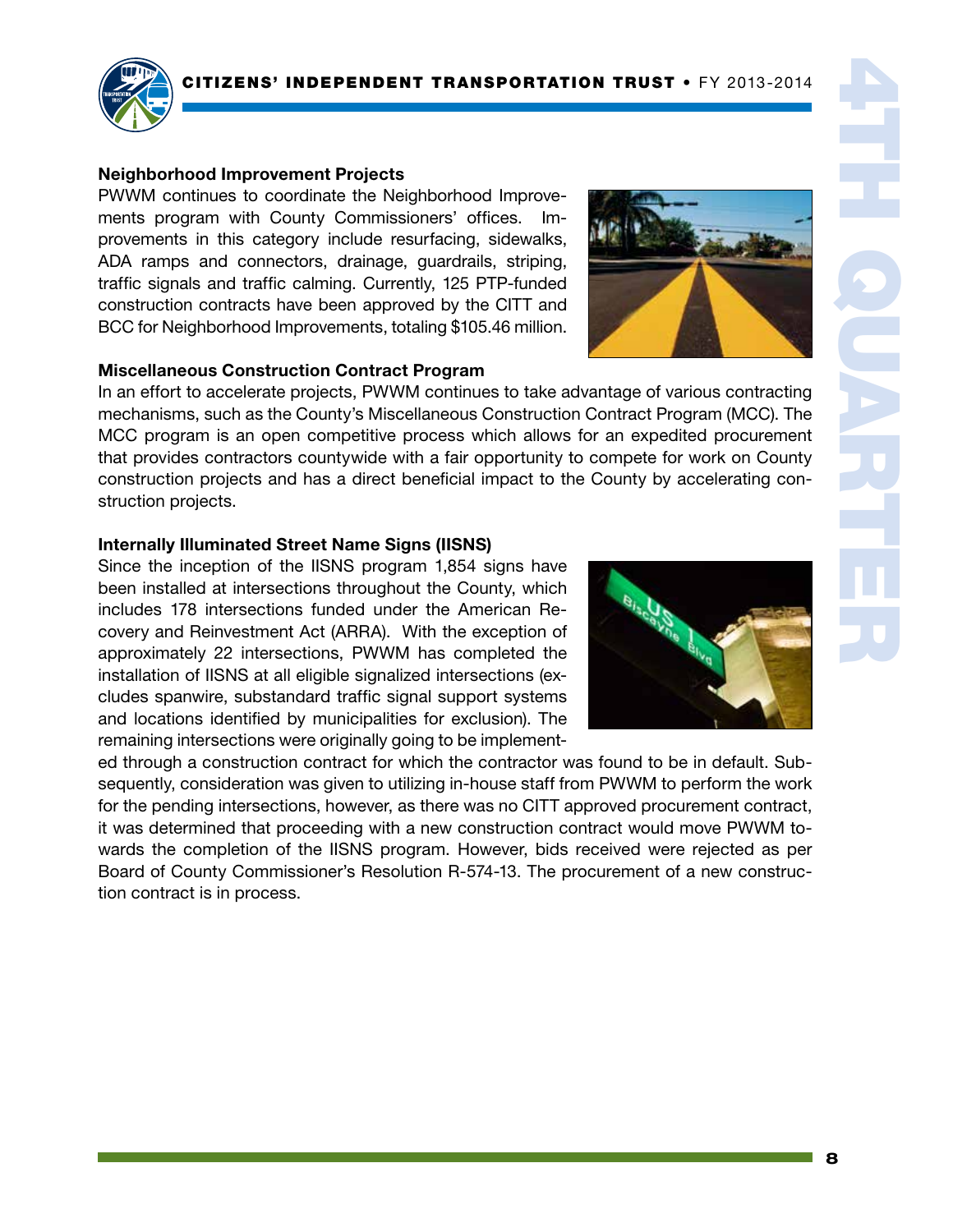### Neighborhood Improvement Projects

PWWM continues to coordinate the Neighborhood Improvements program with County Commissioners' offices. Improvements in this category include resurfacing, sidewalks, ADA ramps and connectors, drainage, guardrails, striping, traffic signals and traffic calming. Currently, 125 PTP-funded construction contracts have been approved by the CITT and BCC for Neighborhood Improvements, totaling $105.46 million.

### Miscellaneous Construction Contract Program

In an effort to accelerate projects, PWWM continues to take advantage of various contracting mechanisms, such as the County's Miscellaneous Construction Contract Program (MCC). The MCC program is an open competitive process which allows for an expedited procurement that provides contractors countywide with a fair opportunity to compete for work on County construction projects and has a direct beneficial impact to the County by accelerating construction projects.

### Internally Illuminated Street Name Signs (IISNS)

Since the inception of the IISNS program 1,854 signs have been installed at intersections throughout the County, which includes 178 intersections funded under the American Recovery and Reinvestment Act (ARRA). With the exception of approximately 22 intersections, PWWM has completed the installation of IISNS at all eligible signalized intersections (excludes spanwire, substandard traffic signal support systems and locations identified by municipalities for exclusion). The remaining intersections were originally going to be implemented through a construction contract for which the contractor was found to be in default. Subsequently, consideration was given to utilizing in-house staff from PWWM to perform the work for the pending intersections, however, as there was no CITT approved procurement contract, it was determined that proceeding with a new construction contract would move PWWM towards the completion of the IISNS program. However, bids received were rejected as per Board of County Commissioner's Resolution R-574-13. The procurement of a new construction contract is in process.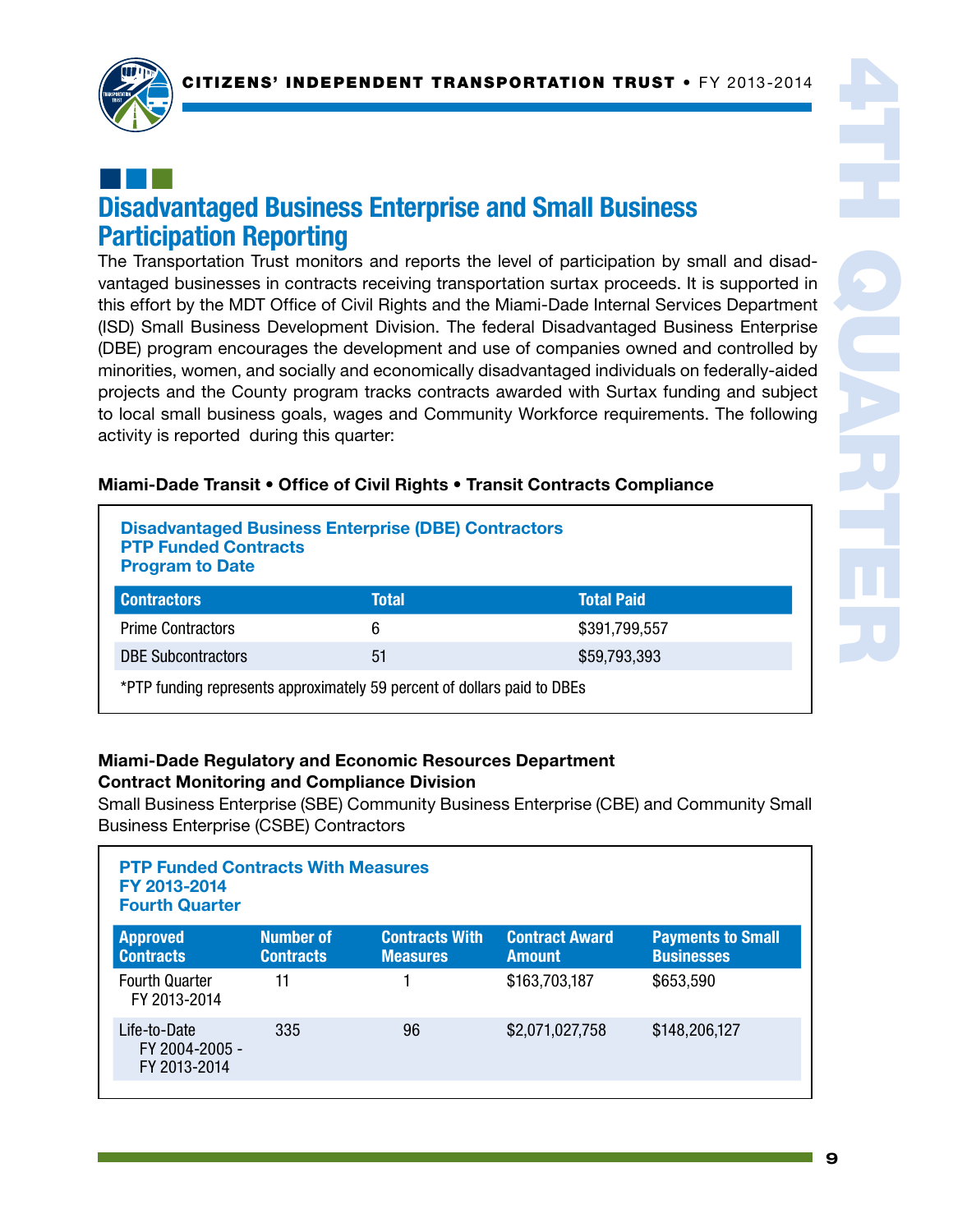## Disadvantaged Business Enterprise and Small Business Participation Reporting

The Transportation Trust monitors and reports the level of participation by small and disadvantaged businesses in contracts receiving transportation surtax proceeds. It is supported in this effort by the MDT Office of Civil Rights and the Miami-Dade Internal Services Department (ISD) Small Business Development Division. The federal Disadvantaged Business Enterprise (DBE) program encourages the development and use of companies owned and controlled by minorities, women, and socially and economically disadvantaged individuals on federally-aided projects and the County program tracks contracts awarded with Surtax funding and subject to local small business goals, wages and Community Workforce requirements. The following activity is reported during this quarter:

**Miami-Dade Transit • Office of Civil Rights • Transit Contracts Compliance**

**Disadvantaged Business Enterprise (DBE) Contractors**
**PTP Funded Contracts**
**Program to Date**

| Contractors | Total | Total Paid |
|---|---|---|
| Prime Contractors | 6 | $391,799,557 |
| DBE Subcontractors | 51 | $59,793,393 |

*PTP funding represents approximately 59 percent of dollars paid to DBEs

**Miami-Dade Regulatory and Economic Resources Department**
**Contract Monitoring and Compliance Division**

Small Business Enterprise (SBE) Community Business Enterprise (CBE) and Community Small Business Enterprise (CSBE) Contractors

**PTP Funded Contracts With Measures**
**FY 2013-2014**
**Fourth Quarter**

| Approved Contracts | Number of Contracts | Contracts With Measures | Contract Award Amount | Payments to Small Businesses |
|---|---|---|---|---|
| Fourth Quarter FY 2013-2014 | 11 | 1 | $163,703,187 | $653,590 |
| Life-to-Date FY 2004-2005 - FY 2013-2014 | 335 | 96 | $2,071,027,758 | $148,206,127 |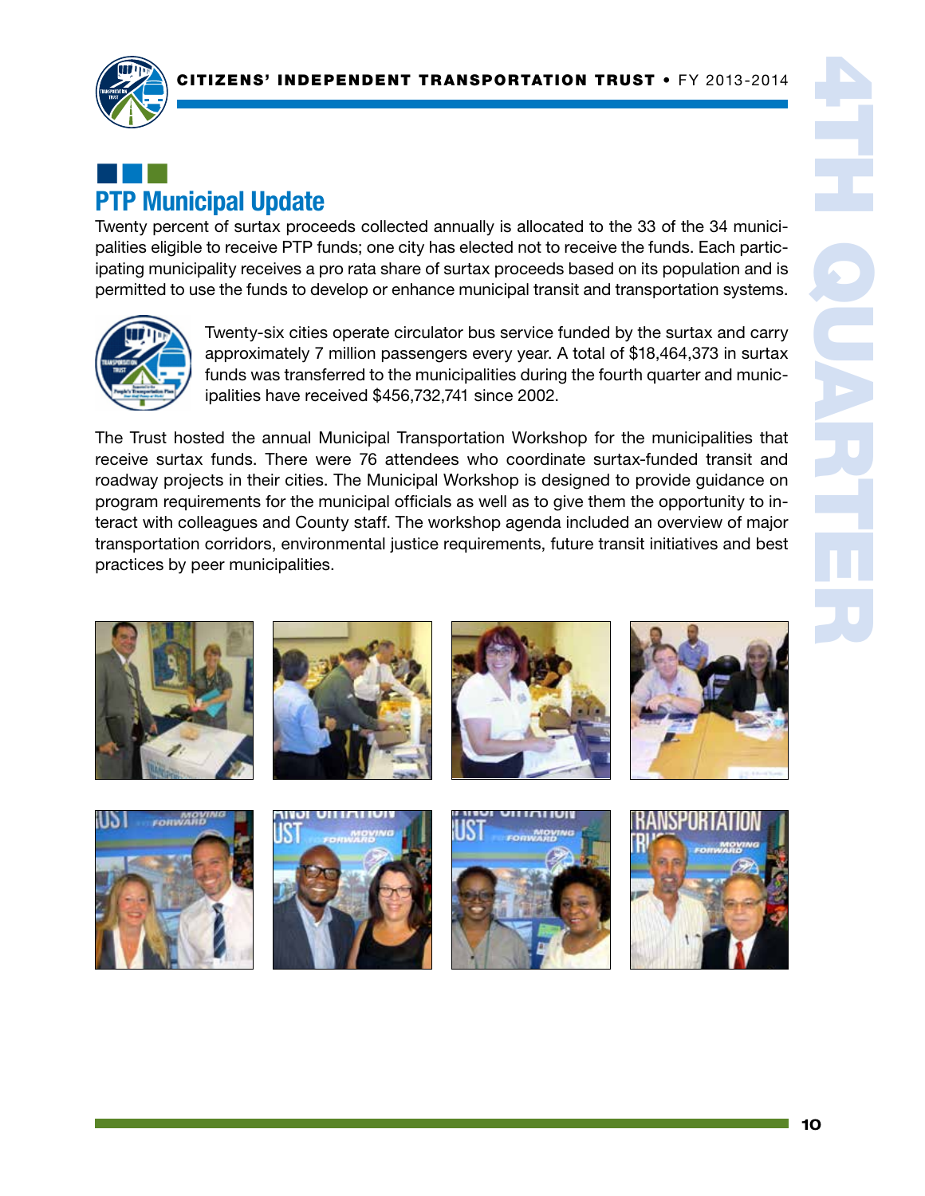## PTP Municipal Update

Twenty percent of surtax proceeds collected annually is allocated to the 33 of the 34 municipalities eligible to receive PTP funds; one city has elected not to receive the funds. Each participating municipality receives a pro rata share of surtax proceeds based on its population and is permitted to use the funds to develop or enhance municipal transit and transportation systems.

Twenty-six cities operate circulator bus service funded by the surtax and carry approximately 7 million passengers every year. A total of $18,464,373 in surtax funds was transferred to the municipalities during the fourth quarter and municipalities have received $456,732,741 since 2002.

The Trust hosted the annual Municipal Transportation Workshop for the municipalities that receive surtax funds. There were 76 attendees who coordinate surtax-funded transit and roadway projects in their cities. The Municipal Workshop is designed to provide guidance on program requirements for the municipal officials as well as to give them the opportunity to interact with colleagues and County staff. The workshop agenda included an overview of major transportation corridors, environmental justice requirements, future transit initiatives and best practices by peer municipalities.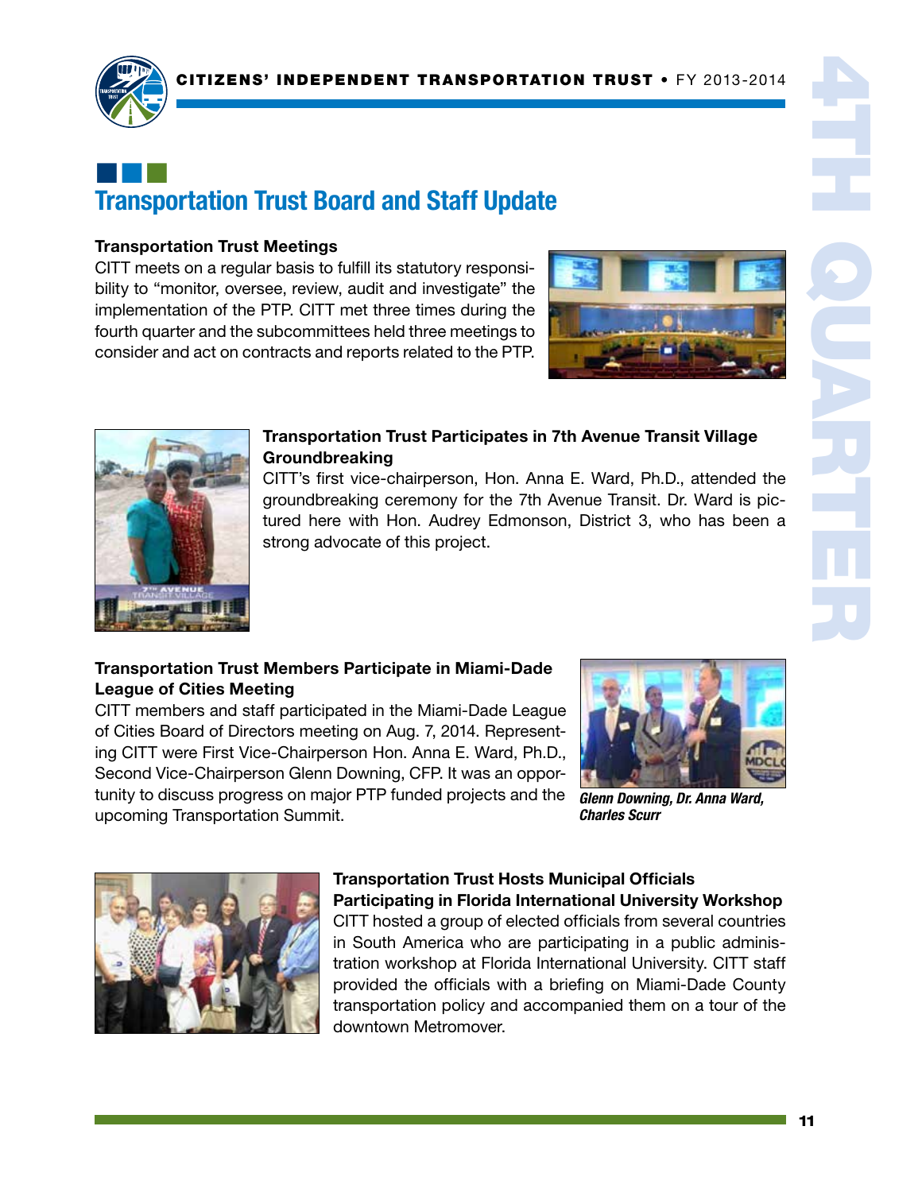## Transportation Trust Board and Staff Update

### Transportation Trust Meetings

CITT meets on a regular basis to fulfill its statutory responsibility to "monitor, oversee, review, audit and investigate" the implementation of the PTP. CITT met three times during the fourth quarter and the subcommittees held three meetings to consider and act on contracts and reports related to the PTP.

### Transportation Trust Participates in 7th Avenue Transit Village Groundbreaking

CITT's first vice-chairperson, Hon. Anna E. Ward, Ph.D., attended the groundbreaking ceremony for the 7th Avenue Transit. Dr. Ward is pictured here with Hon. Audrey Edmonson, District 3, who has been a strong advocate of this project.

### Transportation Trust Members Participate in Miami-Dade League of Cities Meeting

CITT members and staff participated in the Miami-Dade League of Cities Board of Directors meeting on Aug. 7, 2014. Representing CITT were First Vice-Chairperson Hon. Anna E. Ward, Ph.D., Second Vice-Chairperson Glenn Downing, CFP. It was an opportunity to discuss progress on major PTP funded projects and the upcoming Transportation Summit.

*Glenn Downing, Dr. Anna Ward, Charles Scurr*

### Transportation Trust Hosts Municipal Officials Participating in Florida International University Workshop

CITT hosted a group of elected officials from several countries in South America who are participating in a public administration workshop at Florida International University. CITT staff provided the officials with a briefing on Miami-Dade County transportation policy and accompanied them on a tour of the downtown Metromover.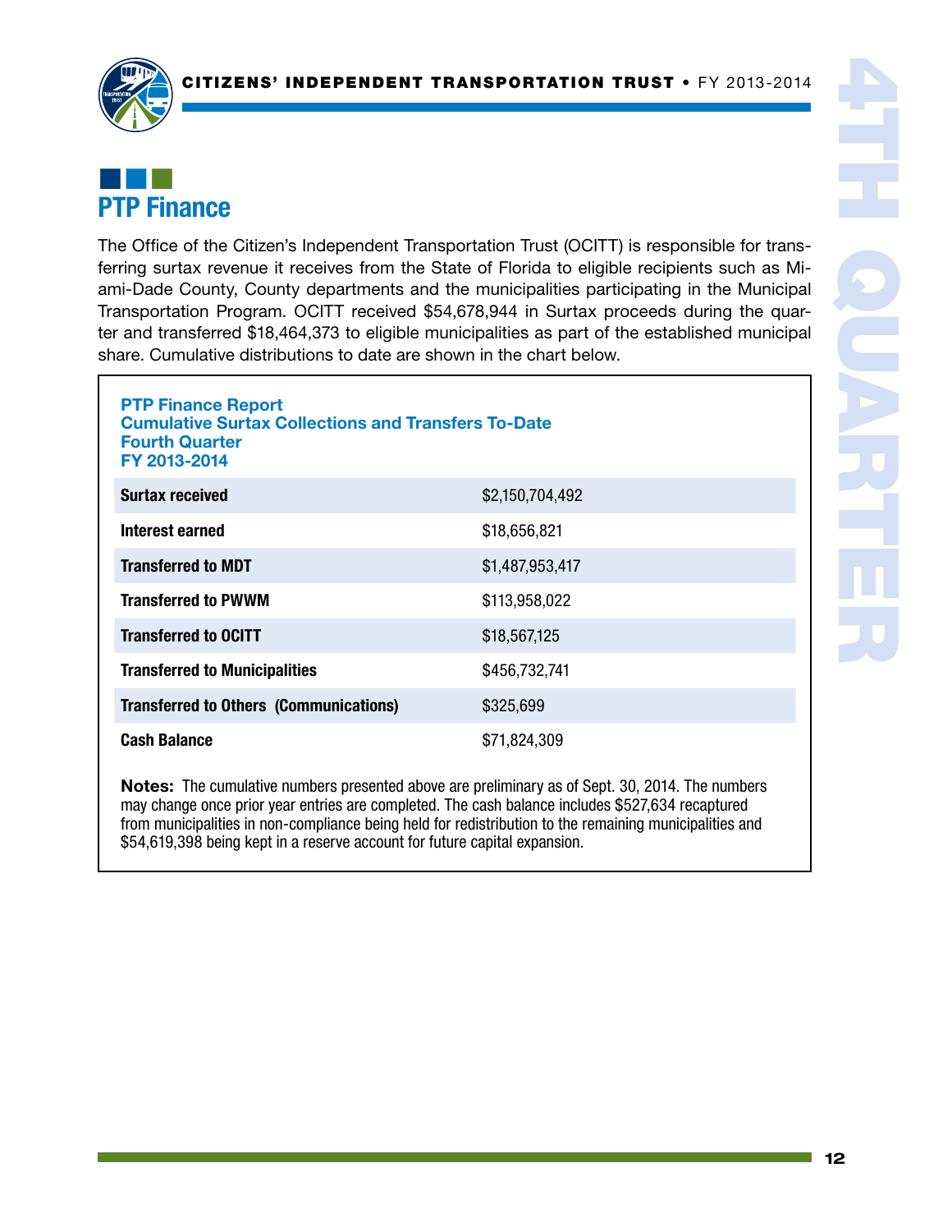## PTP Finance

The Office of the Citizen's Independent Transportation Trust (OCITT) is responsible for transferring surtax revenue it receives from the State of Florida to eligible recipients such as Miami-Dade County, County departments and the municipalities participating in the Municipal Transportation Program. OCITT received $54,678,944 in Surtax proceeds during the quarter and transferred $18,464,373 to eligible municipalities as part of the established municipal share. Cumulative distributions to date are shown in the chart below.

**PTP Finance Report**
**Cumulative Surtax Collections and Transfers To-Date**
**Fourth Quarter**
**FY 2013-2014**

| | |
|---|---|
| **Surtax received** | $2,150,704,492 |
| **Interest earned** | $18,656,821 |
| **Transferred to MDT** | $1,487,953,417 |
| **Transferred to PWWM** | $113,958,022 |
| **Transferred to OCITT** | $18,567,125 |
| **Transferred to Municipalities** | $456,732,741 |
| **Transferred to Others (Communications)** | $325,699 |
| **Cash Balance** | $71,824,309 |

**Notes:** The cumulative numbers presented above are preliminary as of Sept. 30, 2014. The numbers may change once prior year entries are completed. The cash balance includes $527,634 recaptured from municipalities in non-compliance being held for redistribution to the remaining municipalities and $54,619,398 being kept in a reserve account for future capital expansion.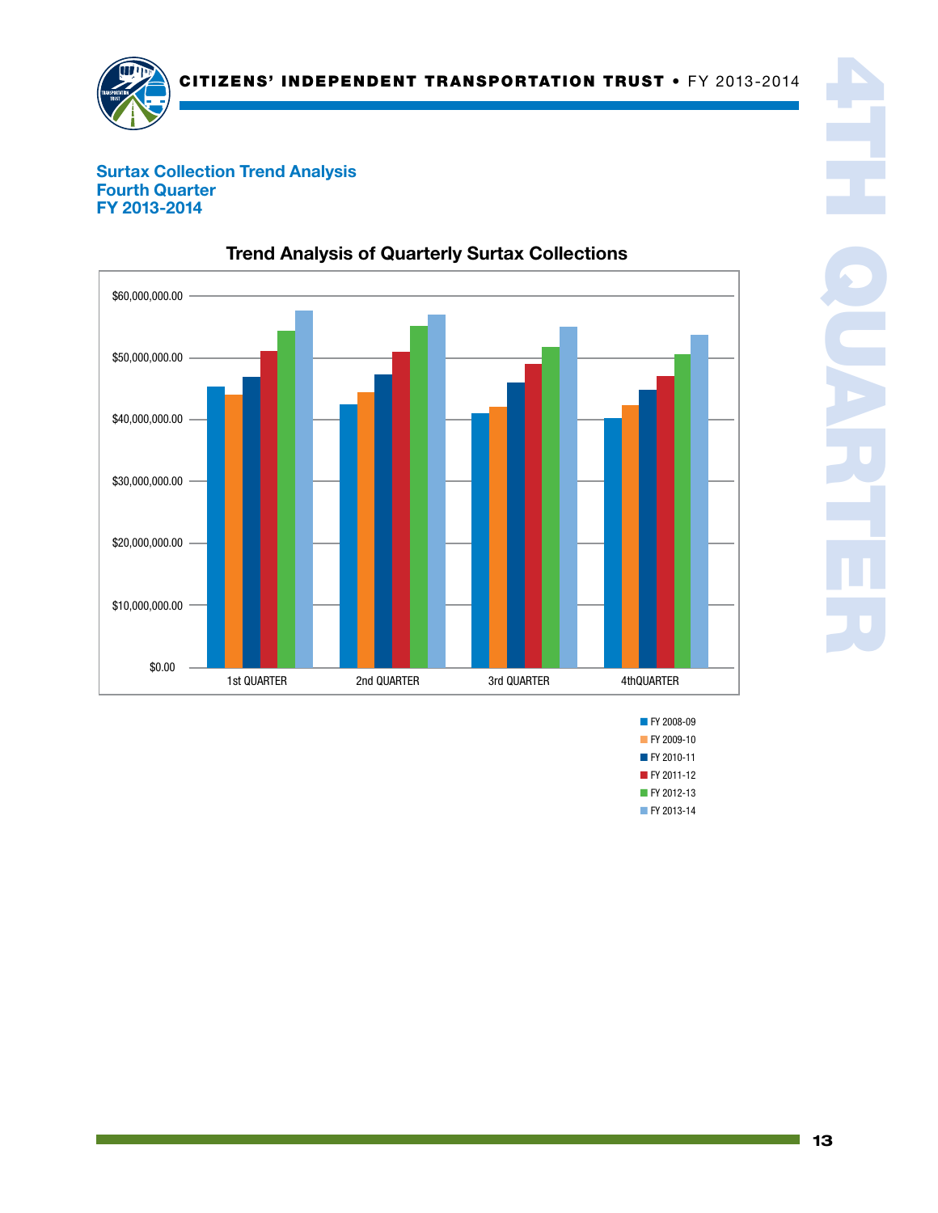## Surtax Collection Trend Analysis
## Fourth Quarter
## FY 2013-2014

### Trend Analysis of Quarterly Surtax Collections

$60,000,000.00
$50,000,000.00
$40,000,000.00
$30,000,000.00
$20,000,000.00
$10,000,000.00
$0.00

1st QUARTER | 2nd QUARTER | 3rd QUARTER | 4thQUARTER

- FY 2008-09
- FY 2009-10
- FY 2010-11
- FY 2011-12
- FY 2012-13
- FY 2013-14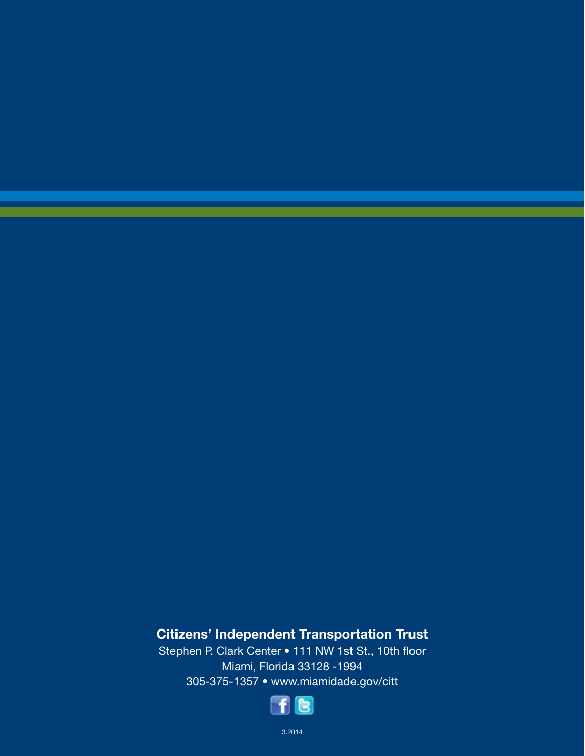**Citizens' Independent Transportation Trust**

Stephen P. Clark Center • 111 NW 1st St., 10th floor
Miami, Florida 33128 -1994
305-375-1357 • www.miamidade.gov/citt

3.2014